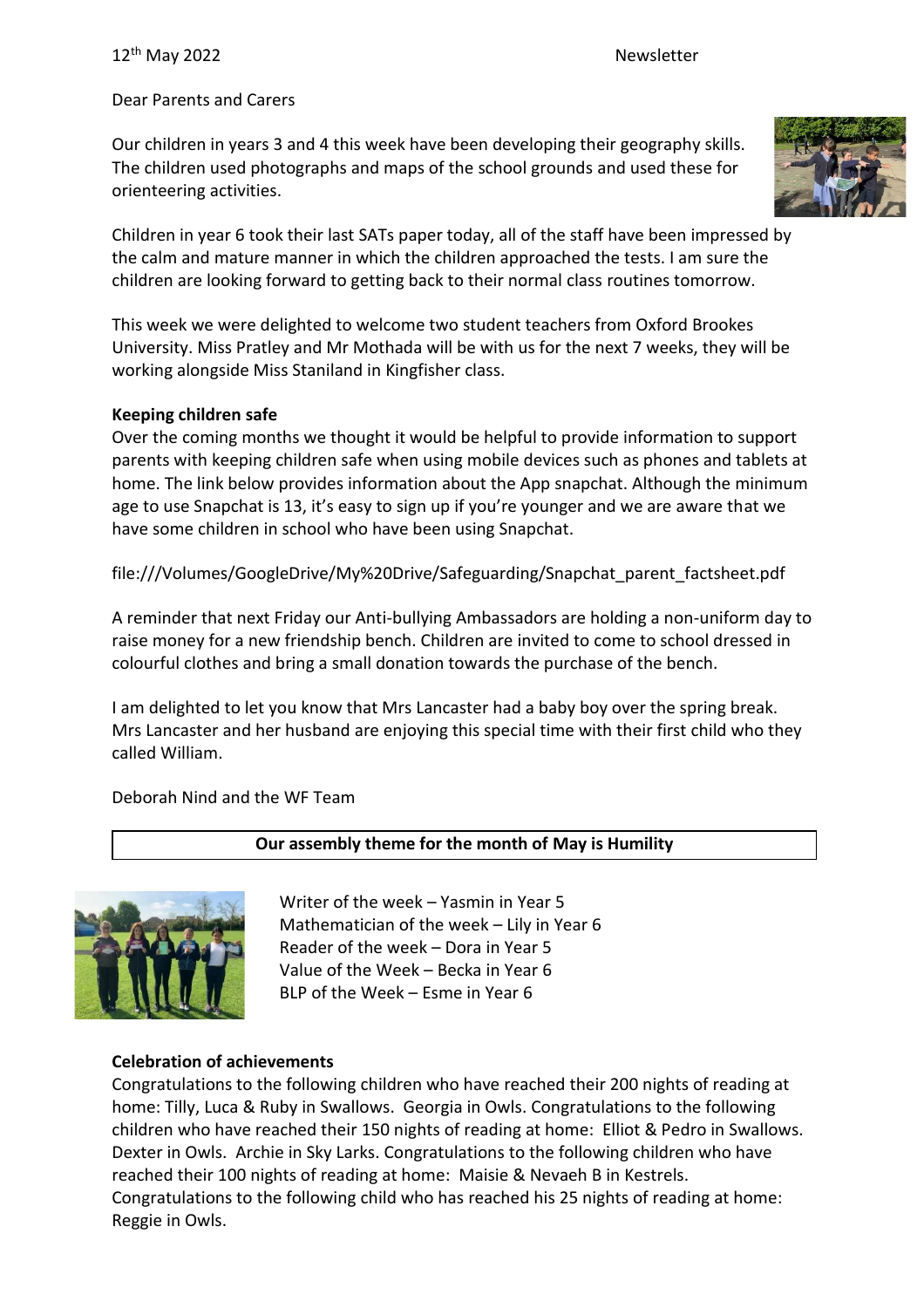12th May 2022 Newsletter

Dear Parents and Carers

Our children in years 3 and 4 this week have been developing their geography skills. The children used photographs and maps of the school grounds and used these for orienteering activities.

Children in year 6 took their last SATs paper today, all of the staff have been impressed by the calm and mature manner in which the children approached the tests. I am sure the children are looking forward to getting back to their normal class routines tomorrow.

This week we were delighted to welcome two student teachers from Oxford Brookes University. Miss Pratley and Mr Mothada will be with us for the next 7 weeks, they will be working alongside Miss Staniland in Kingfisher class.

**Keeping children safe**

Over the coming months we thought it would be helpful to provide information to support parents with keeping children safe when using mobile devices such as phones and tablets at home. The link below provides information about the App snapchat. Although the minimum age to use Snapchat is 13, it's easy to sign up if you're younger and we are aware that we have some children in school who have been using Snapchat.

file:///Volumes/GoogleDrive/My%20Drive/Safeguarding/Snapchat_parent_factsheet.pdf

A reminder that next Friday our Anti-bullying Ambassadors are holding a non-uniform day to raise money for a new friendship bench. Children are invited to come to school dressed in colourful clothes and bring a small donation towards the purchase of the bench.

I am delighted to let you know that Mrs Lancaster had a baby boy over the spring break. Mrs Lancaster and her husband are enjoying this special time with their first child who they called William.

Deborah Nind and the WF Team

**Our assembly theme for the month of May is Humility**

Writer of the week – Yasmin in Year 5
Mathematician of the week – Lily in Year 6
Reader of the week – Dora in Year 5
Value of the Week – Becka in Year 6
BLP of the Week – Esme in Year 6

**Celebration of achievements**

Congratulations to the following children who have reached their 200 nights of reading at home: Tilly, Luca & Ruby in Swallows. Georgia in Owls. Congratulations to the following children who have reached their 150 nights of reading at home: Elliot & Pedro in Swallows. Dexter in Owls. Archie in Sky Larks. Congratulations to the following children who have reached their 100 nights of reading at home: Maisie & Nevaeh B in Kestrels. Congratulations to the following child who has reached his 25 nights of reading at home: Reggie in Owls.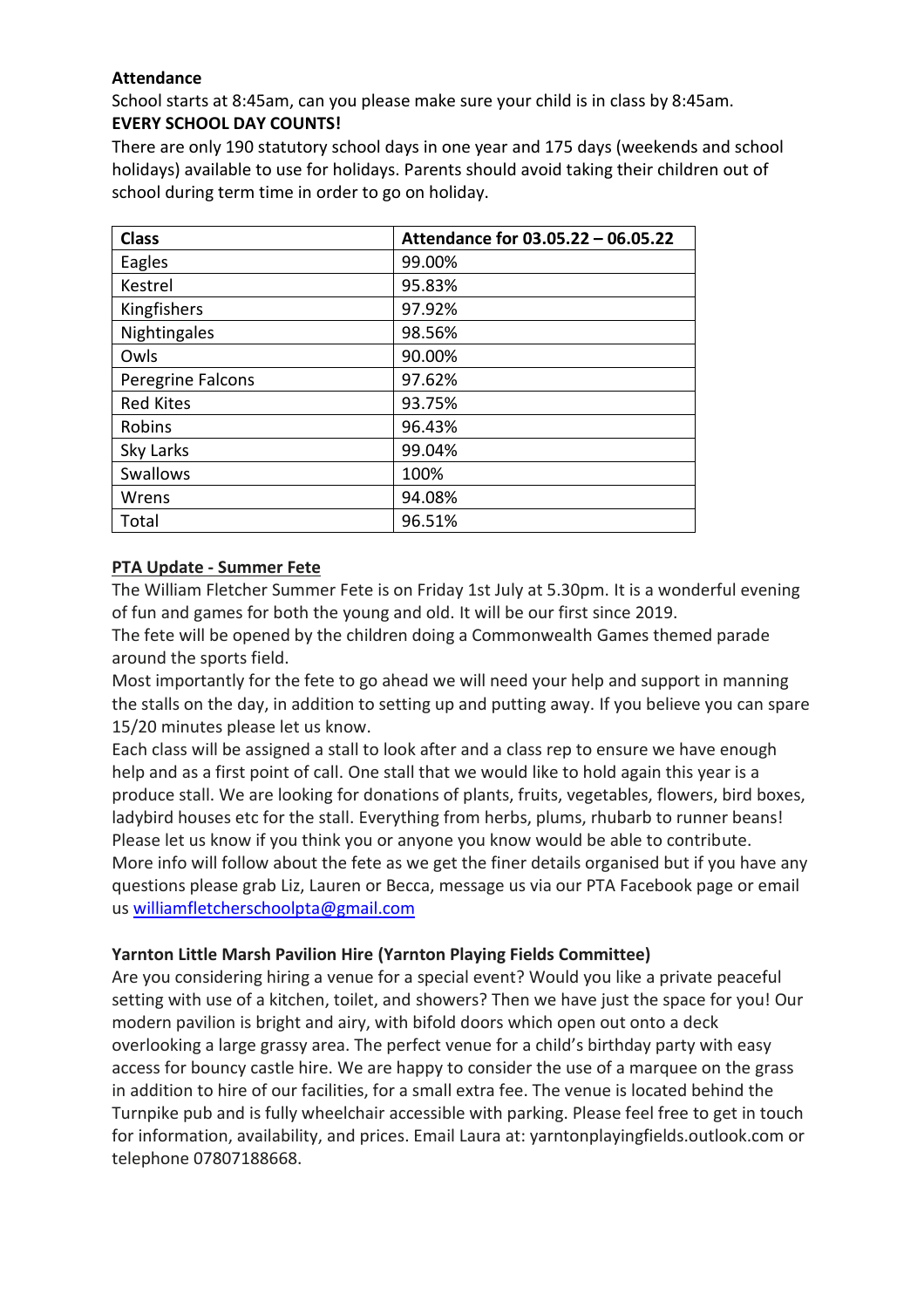**Attendance**

School starts at 8:45am, can you please make sure your child is in class by 8:45am.

**EVERY SCHOOL DAY COUNTS!**

There are only 190 statutory school days in one year and 175 days (weekends and school holidays) available to use for holidays. Parents should avoid taking their children out of school during term time in order to go on holiday.

| Class | Attendance for 03.05.22 – 06.05.22 |
| --- | --- |
| Eagles | 99.00% |
| Kestrel | 95.83% |
| Kingfishers | 97.92% |
| Nightingales | 98.56% |
| Owls | 90.00% |
| Peregrine Falcons | 97.62% |
| Red Kites | 93.75% |
| Robins | 96.43% |
| Sky Larks | 99.04% |
| Swallows | 100% |
| Wrens | 94.08% |
| Total | 96.51% |

**PTA Update - Summer Fete**

The William Fletcher Summer Fete is on Friday 1st July at 5.30pm. It is a wonderful evening of fun and games for both the young and old. It will be our first since 2019.

The fete will be opened by the children doing a Commonwealth Games themed parade around the sports field.

Most importantly for the fete to go ahead we will need your help and support in manning the stalls on the day, in addition to setting up and putting away. If you believe you can spare 15/20 minutes please let us know.

Each class will be assigned a stall to look after and a class rep to ensure we have enough help and as a first point of call. One stall that we would like to hold again this year is a produce stall. We are looking for donations of plants, fruits, vegetables, flowers, bird boxes, ladybird houses etc for the stall. Everything from herbs, plums, rhubarb to runner beans! Please let us know if you think you or anyone you know would be able to contribute.

More info will follow about the fete as we get the finer details organised but if you have any questions please grab Liz, Lauren or Becca, message us via our PTA Facebook page or email us williamfletcherschoolpta@gmail.com

**Yarnton Little Marsh Pavilion Hire (Yarnton Playing Fields Committee)**

Are you considering hiring a venue for a special event? Would you like a private peaceful setting with use of a kitchen, toilet, and showers? Then we have just the space for you! Our modern pavilion is bright and airy, with bifold doors which open out onto a deck overlooking a large grassy area. The perfect venue for a child's birthday party with easy access for bouncy castle hire. We are happy to consider the use of a marquee on the grass in addition to hire of our facilities, for a small extra fee. The venue is located behind the Turnpike pub and is fully wheelchair accessible with parking. Please feel free to get in touch for information, availability, and prices. Email Laura at: yarntonplayingfields.outlook.com or telephone 07807188668.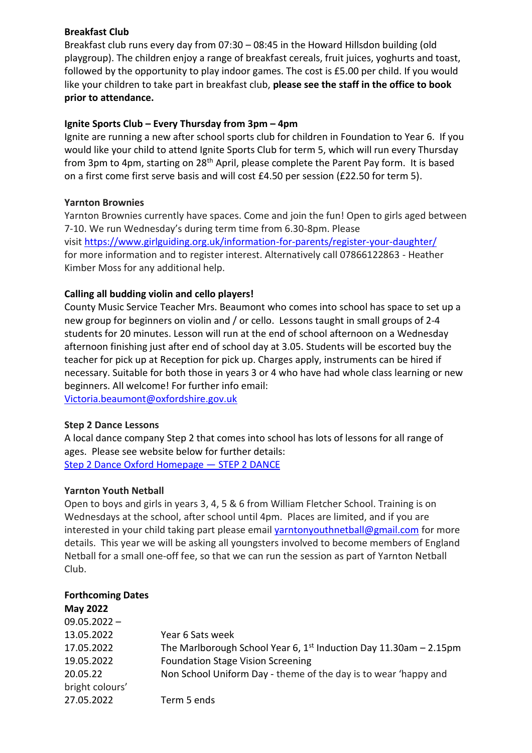**Breakfast Club**

Breakfast club runs every day from 07:30 – 08:45 in the Howard Hillsdon building (old playgroup). The children enjoy a range of breakfast cereals, fruit juices, yoghurts and toast, followed by the opportunity to play indoor games. The cost is £5.00 per child. If you would like your children to take part in breakfast club, **please see the staff in the office to book prior to attendance.**

**Ignite Sports Club – Every Thursday from 3pm – 4pm**

Ignite are running a new after school sports club for children in Foundation to Year 6. If you would like your child to attend Ignite Sports Club for term 5, which will run every Thursday from 3pm to 4pm, starting on 28th April, please complete the Parent Pay form. It is based on a first come first serve basis and will cost £4.50 per session (£22.50 for term 5).

**Yarnton Brownies**

Yarnton Brownies currently have spaces. Come and join the fun! Open to girls aged between 7-10. We run Wednesday's during term time from 6.30-8pm. Please visit https://www.girlguiding.org.uk/information-for-parents/register-your-daughter/ for more information and to register interest. Alternatively call 07866122863 - Heather Kimber Moss for any additional help.

**Calling all budding violin and cello players!**

County Music Service Teacher Mrs. Beaumont who comes into school has space to set up a new group for beginners on violin and / or cello. Lessons taught in small groups of 2-4 students for 20 minutes. Lesson will run at the end of school afternoon on a Wednesday afternoon finishing just after end of school day at 3.05. Students will be escorted buy the teacher for pick up at Reception for pick up. Charges apply, instruments can be hired if necessary. Suitable for both those in years 3 or 4 who have had whole class learning or new beginners. All welcome! For further info email: Victoria.beaumont@oxfordshire.gov.uk

**Step 2 Dance Lessons**

A local dance company Step 2 that comes into school has lots of lessons for all range of ages. Please see website below for further details:
Step 2 Dance Oxford Homepage — STEP 2 DANCE

**Yarnton Youth Netball**

Open to boys and girls in years 3, 4, 5 & 6 from William Fletcher School. Training is on Wednesdays at the school, after school until 4pm. Places are limited, and if you are interested in your child taking part please email yarntonyouthnetball@gmail.com for more details. This year we will be asking all youngsters involved to become members of England Netball for a small one-off fee, so that we can run the session as part of Yarnton Netball Club.

**Forthcoming Dates**

**May 2022**

| | |
|---|---|
| 09.05.2022 – 13.05.2022 | Year 6 Sats week |
| 17.05.2022 | The Marlborough School Year 6, 1st Induction Day 11.30am – 2.15pm |
| 19.05.2022 | Foundation Stage Vision Screening |
| 20.05.22 | Non School Uniform Day - theme of the day is to wear 'happy and bright colours' |
| 27.05.2022 | Term 5 ends |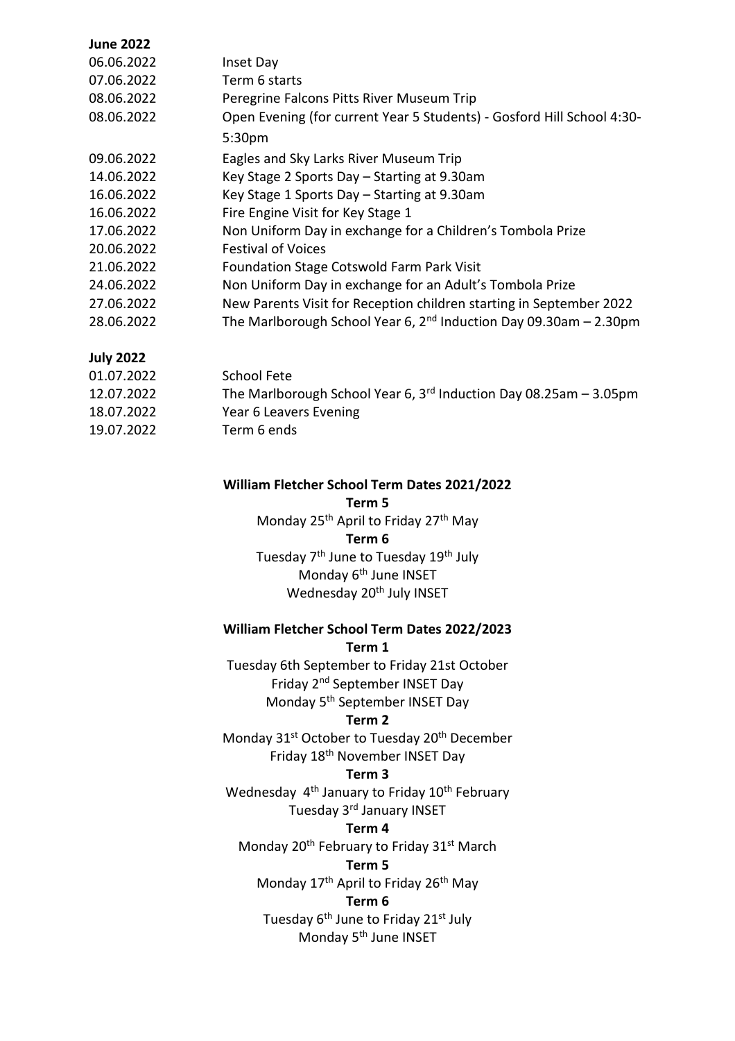**June 2022**

| | |
|---|---|
| 06.06.2022 | Inset Day |
| 07.06.2022 | Term 6 starts |
| 08.06.2022 | Peregrine Falcons Pitts River Museum Trip |
| 08.06.2022 | Open Evening (for current Year 5 Students) - Gosford Hill School 4:30-5:30pm |
| 09.06.2022 | Eagles and Sky Larks River Museum Trip |
| 14.06.2022 | Key Stage 2 Sports Day – Starting at 9.30am |
| 16.06.2022 | Key Stage 1 Sports Day – Starting at 9.30am |
| 16.06.2022 | Fire Engine Visit for Key Stage 1 |
| 17.06.2022 | Non Uniform Day in exchange for a Children's Tombola Prize |
| 20.06.2022 | Festival of Voices |
| 21.06.2022 | Foundation Stage Cotswold Farm Park Visit |
| 24.06.2022 | Non Uniform Day in exchange for an Adult's Tombola Prize |
| 27.06.2022 | New Parents Visit for Reception children starting in September 2022 |
| 28.06.2022 | The Marlborough School Year 6, 2nd Induction Day 09.30am – 2.30pm |

**July 2022**

| | |
|---|---|
| 01.07.2022 | School Fete |
| 12.07.2022 | The Marlborough School Year 6, 3rd Induction Day 08.25am – 3.05pm |
| 18.07.2022 | Year 6 Leavers Evening |
| 19.07.2022 | Term 6 ends |

**William Fletcher School Term Dates 2021/2022**

**Term 5**
Monday 25th April to Friday 27th May

**Term 6**
Tuesday 7th June to Tuesday 19th July
Monday 6th June INSET
Wednesday 20th July INSET

**William Fletcher School Term Dates 2022/2023**

**Term 1**
Tuesday 6th September to Friday 21st October
Friday 2nd September INSET Day
Monday 5th September INSET Day

**Term 2**
Monday 31st October to Tuesday 20th December
Friday 18th November INSET Day

**Term 3**
Wednesday 4th January to Friday 10th February
Tuesday 3rd January INSET

**Term 4**
Monday 20th February to Friday 31st March

**Term 5**
Monday 17th April to Friday 26th May

**Term 6**
Tuesday 6th June to Friday 21st July
Monday 5th June INSET